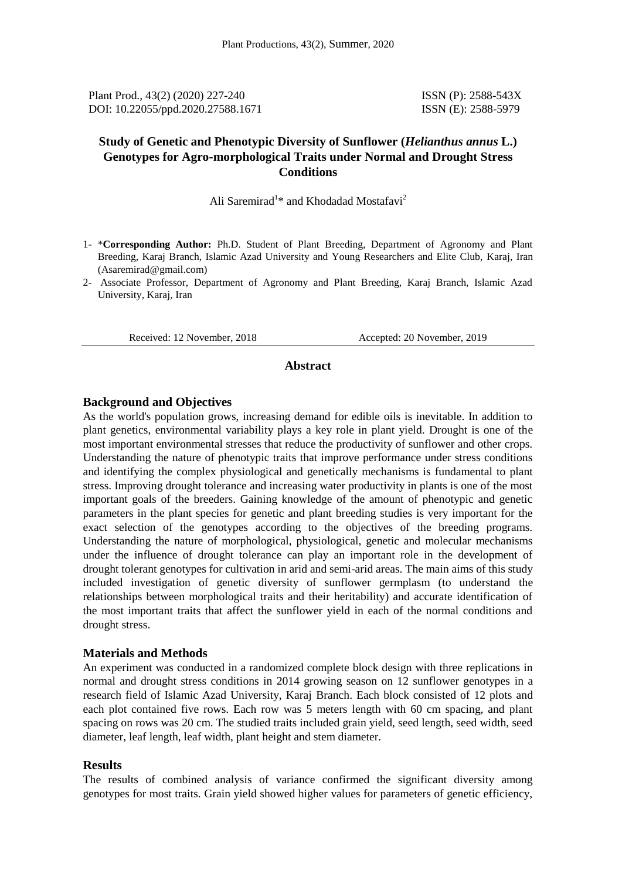Plant Prod., 43(2) (2020) 227-240 ISSN (P): 2588-543X
DOI: 10.22055/ppd.2020.27588.1671 ISSN (E): 2588-5979

# Study of Genetic and Phenotypic Diversity of Sunflower (*Helianthus annus* L.) Genotypes for Agro-morphological Traits under Normal and Drought Stress Conditions

Ali Saremirad[1]* and Khodadad Mostafavi[2]

1- ***Corresponding Author:** Ph.D. Student of Plant Breeding, Department of Agronomy and Plant Breeding, Karaj Branch, Islamic Azad University and Young Researchers and Elite Club, Karaj, Iran (Asaremirad@gmail.com)

2- Associate Professor, Department of Agronomy and Plant Breeding, Karaj Branch, Islamic Azad University, Karaj, Iran

Received: 12 November, 2018 Accepted: 20 November, 2019

## Abstract

### Background and Objectives

As the world's population grows, increasing demand for edible oils is inevitable. In addition to plant genetics, environmental variability plays a key role in plant yield. Drought is one of the most important environmental stresses that reduce the productivity of sunflower and other crops. Understanding the nature of phenotypic traits that improve performance under stress conditions and identifying the complex physiological and genetically mechanisms is fundamental to plant stress. Improving drought tolerance and increasing water productivity in plants is one of the most important goals of the breeders. Gaining knowledge of the amount of phenotypic and genetic parameters in the plant species for genetic and plant breeding studies is very important for the exact selection of the genotypes according to the objectives of the breeding programs. Understanding the nature of morphological, physiological, genetic and molecular mechanisms under the influence of drought tolerance can play an important role in the development of drought tolerant genotypes for cultivation in arid and semi-arid areas. The main aims of this study included investigation of genetic diversity of sunflower germplasm (to understand the relationships between morphological traits and their heritability) and accurate identification of the most important traits that affect the sunflower yield in each of the normal conditions and drought stress.

### Materials and Methods

An experiment was conducted in a randomized complete block design with three replications in normal and drought stress conditions in 2014 growing season on 12 sunflower genotypes in a research field of Islamic Azad University, Karaj Branch. Each block consisted of 12 plots and each plot contained five rows. Each row was 5 meters length with 60 cm spacing, and plant spacing on rows was 20 cm. The studied traits included grain yield, seed length, seed width, seed diameter, leaf length, leaf width, plant height and stem diameter.

### Results

The results of combined analysis of variance confirmed the significant diversity among genotypes for most traits. Grain yield showed higher values for parameters of genetic efficiency,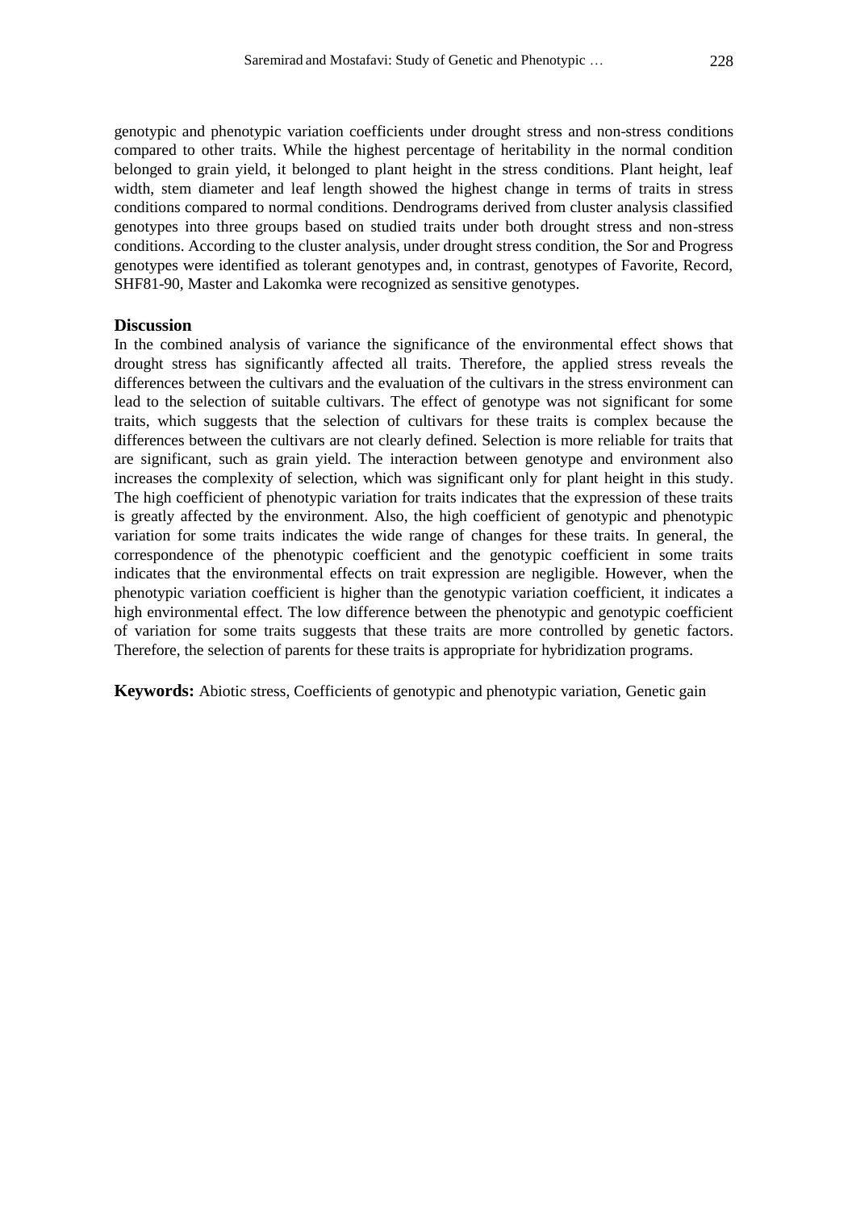genotypic and phenotypic variation coefficients under drought stress and non-stress conditions compared to other traits. While the highest percentage of heritability in the normal condition belonged to grain yield, it belonged to plant height in the stress conditions. Plant height, leaf width, stem diameter and leaf length showed the highest change in terms of traits in stress conditions compared to normal conditions. Dendrograms derived from cluster analysis classified genotypes into three groups based on studied traits under both drought stress and non-stress conditions. According to the cluster analysis, under drought stress condition, the Sor and Progress genotypes were identified as tolerant genotypes and, in contrast, genotypes of Favorite, Record, SHF81-90, Master and Lakomka were recognized as sensitive genotypes.

### Discussion

In the combined analysis of variance the significance of the environmental effect shows that drought stress has significantly affected all traits. Therefore, the applied stress reveals the differences between the cultivars and the evaluation of the cultivars in the stress environment can lead to the selection of suitable cultivars. The effect of genotype was not significant for some traits, which suggests that the selection of cultivars for these traits is complex because the differences between the cultivars are not clearly defined. Selection is more reliable for traits that are significant, such as grain yield. The interaction between genotype and environment also increases the complexity of selection, which was significant only for plant height in this study. The high coefficient of phenotypic variation for traits indicates that the expression of these traits is greatly affected by the environment. Also, the high coefficient of genotypic and phenotypic variation for some traits indicates the wide range of changes for these traits. In general, the correspondence of the phenotypic coefficient and the genotypic coefficient in some traits indicates that the environmental effects on trait expression are negligible. However, when the phenotypic variation coefficient is higher than the genotypic variation coefficient, it indicates a high environmental effect. The low difference between the phenotypic and genotypic coefficient of variation for some traits suggests that these traits are more controlled by genetic factors. Therefore, the selection of parents for these traits is appropriate for hybridization programs.

**Keywords:** Abiotic stress, Coefficients of genotypic and phenotypic variation, Genetic gain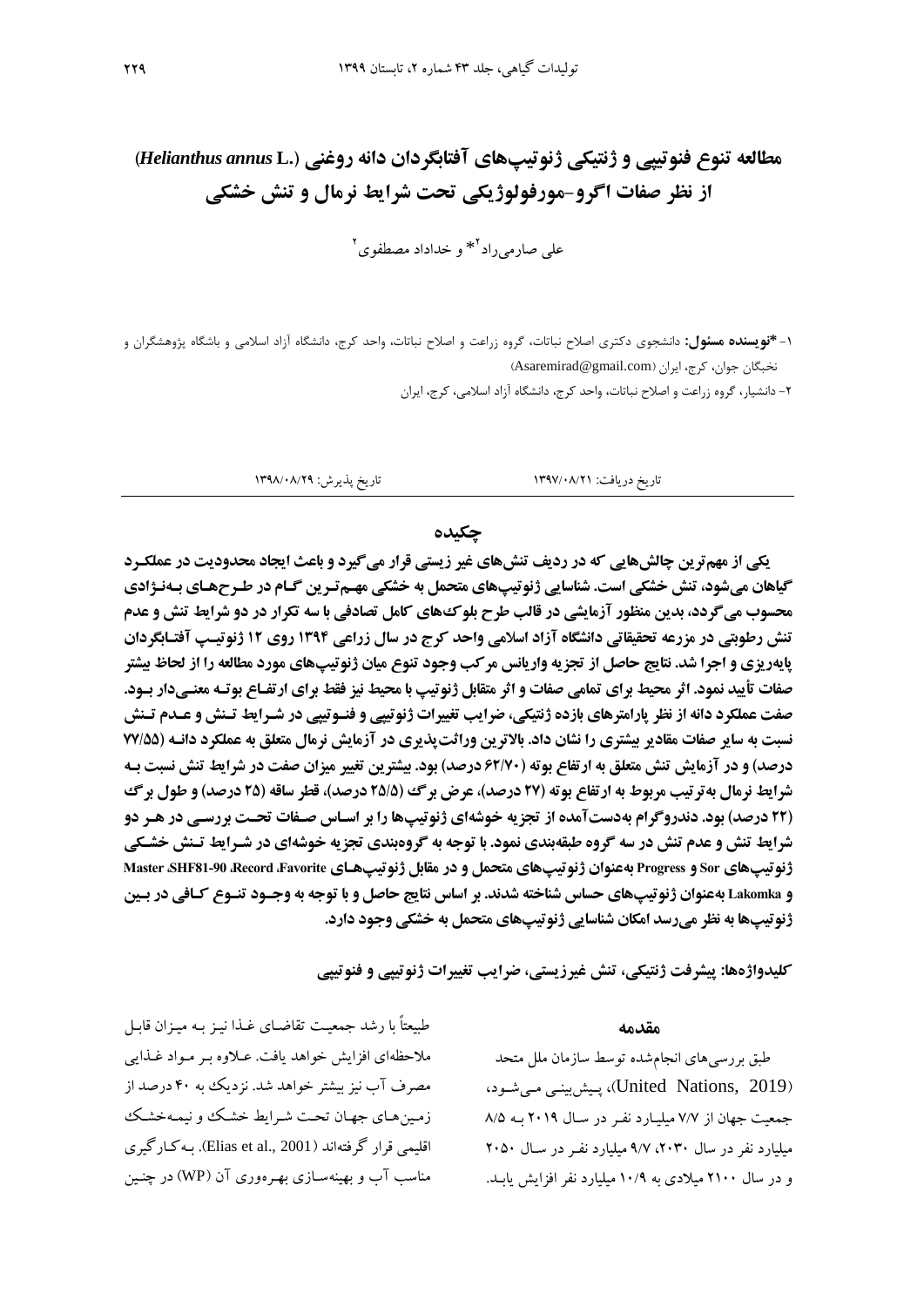# مطالعه تنوع فنوتیپی و ژنتیکی ژنوتیپ‌های آفتابگردان دانه روغنی (*Helianthus annus* L.) از نظر صفات اگرو-مورفولوژیکی تحت شرایط نرمال و تنش خشکی

علی صارمی‌راد[1]* و خداداد مصطفوی[2]

۱- ***نویسنده مسئول:** دانشجوی دکتری اصلاح نباتات، گروه زراعت و اصلاح نباتات، واحد کرج، دانشگاه آزاد اسلامی و باشگاه پژوهشگران و نخبگان جوان، کرج، ایران (Asaremirad@gmail.com)

۲- دانشیار، گروه زراعت و اصلاح نباتات، واحد کرج، دانشگاه آزاد اسلامی، کرج، ایران

تاریخ دریافت: ۱۳۹۷/۰۸/۲۱ تاریخ پذیرش: ۱۳۹۸/۰۸/۲۹

## چکیده

**یکی از مهم‌ترین چالش‌هایی که در ردیف تنش‌های غیر زیستی قرار می‌گیرد و باعث ایجاد محدودیت در عملکرد گیاهان می‌شود، تنش خشکی است. شناسایی ژنوتیپ‌های متحمل به خشکی مهم‌ترین گام در طرح‌های به‌نژادی محسوب می‌گردد، بدین منظور آزمایشی در قالب طرح بلوک‌های کامل تصادفی با سه تکرار در دو شرایط تنش و عدم تنش رطوبتی در مزرعه تحقیقاتی دانشگاه آزاد اسلامی واحد کرج در سال زراعی ۱۳۹۴ روی ۱۲ ژنوتیپ آفتابگردان پایه‌ریزی و اجرا شد. نتایج حاصل از تجزیه واریانس مرکب وجود تنوع میان ژنوتیپ‌های مورد مطالعه را از لحاظ بیشتر صفات تأیید نمود. اثر محیط برای تمامی صفات و اثر متقابل ژنوتیپ با محیط نیز فقط برای ارتفاع بوته معنی‌دار بود. صفت عملکرد دانه از نظر پارامترهای یازده ژنتیکی، ضرایب تغییرات ژنوتیپی و فنوتیپی در شرایط تنش و عدم تنش نسبت به سایر صفات مقادیر بیشتری را نشان داد. بالاترین وراثت‌پذیری در آزمایش نرمال متعلق به عملکرد دانه (۷۷/۵۵ درصد) و در آزمایش تنش متعلق به ارتفاع بوته (۶۲/۷۰ درصد) بود. بیشترین تغییر میزان صفت در شرایط تنش نسبت به شرایط نرمال به‌ترتیب مربوط به ارتفاع بوته (۲۷ درصد)، عرض برگ (۲۵/۵ درصد)، قطر ساقه (۲۵ درصد) و طول برگ (۲۲ درصد) بود. دندروگرام به‌دست‌آمده از تجزیه خوشه‌ای ژنوتیپ‌ها را بر اساس صفات تحت بررسی در هر دو شرایط تنش و عدم تنش در سه گروه طبقه‌بندی نمود. با توجه به گروه‌بندی تجزیه خوشه‌ای در شرایط تنش خشکی ژنوتیپ‌های Sor و Progress به‌عنوان ژنوتیپ‌های متحمل و در مقابل ژنوتیپ‌های Master ،SHF81-90 ،Record ،Favorite و Lakomka به‌عنوان ژنوتیپ‌های حساس شناخته شدند. بر اساس نتایج حاصل و با توجه به وجود تنوع کافی در بین ژنوتیپ‌ها به نظر می‌رسد امکان شناسایی ژنوتیپ‌های متحمل به خشکی وجود دارد.**

**کلیدواژه‌ها: پیشرفت ژنتیکی، تنش غیرزیستی، ضرایب تغییرات ژنوتیپی و فنوتیپی**

## مقدمه

طبق بررسی‌های انجام‌شده توسط سازمان ملل متحد (United Nations, 2019)، پیش‌بینی می‌شود، جمعیت جهان از ۷/۷ میلیارد نفر در سال ۲۰۱۹ به ۸/۵ میلیارد نفر در سال ۲۰۳۰، ۹/۷ میلیارد نفر در سال ۲۰۵۰ و در سال ۲۱۰۰ میلادی به ۱۰/۹ میلیارد نفر افزایش یابد. طبیعتاً با رشد جمعیت تقاضای غذا نیز به میزان قابل ملاحظه‌ای افزایش خواهد یافت. علاوه بر مواد غذایی مصرف آب نیز بیشتر خواهد شد. نزدیک به ۴۰ درصد از زمین‌های جهان تحت شرایط خشک و نیمه‌خشک اقلیمی قرار گرفته‌اند (Elias et al., 2001). به‌کارگیری مناسب آب و بهینه‌سازی بهره‌وری آن (WP) در چنین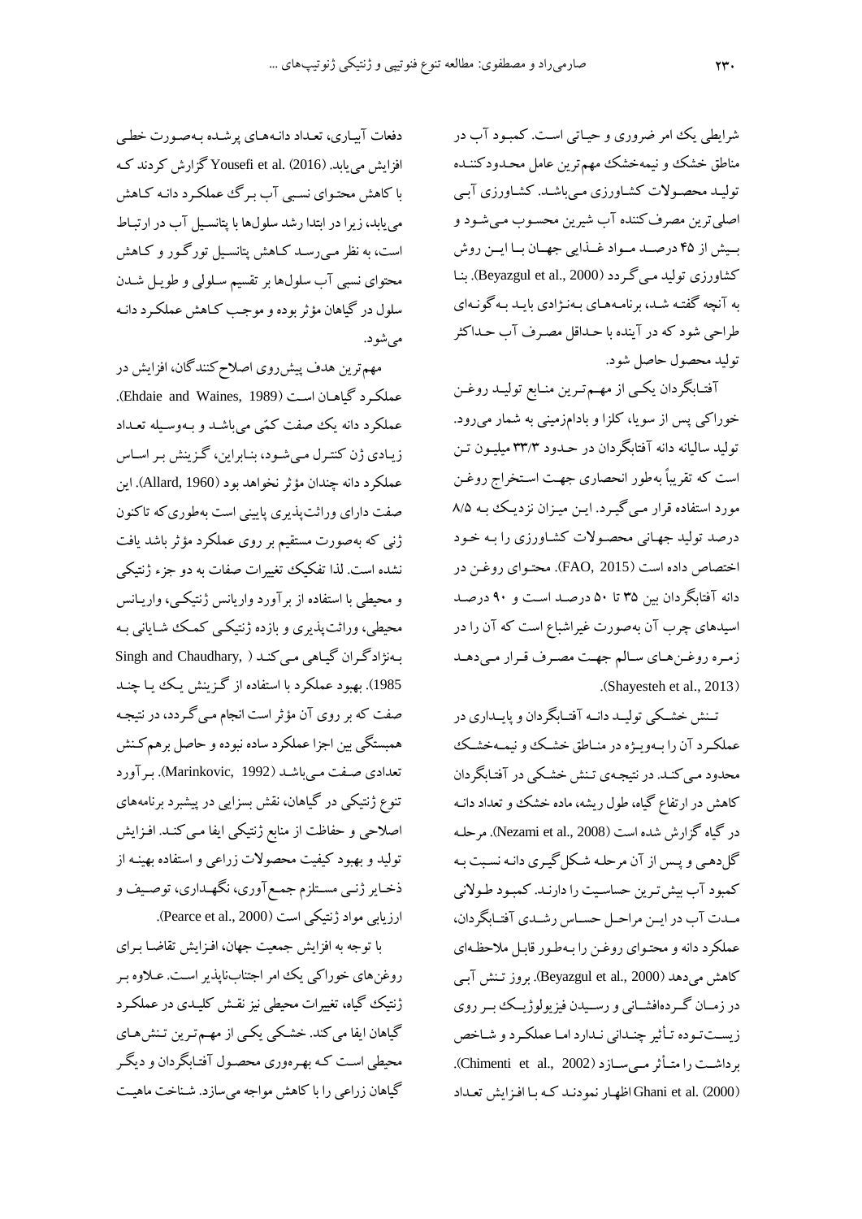شرایطی یک امر ضروری و حیاتی است. کمبود آب در مناطق خشک و نیمه‌خشک مهم‌ترین عامل محدودکننده تولید محصولات کشاورزی می‌باشد. کشاورزی آبی اصلی‌ترین مصرف‌کننده آب شیرین محسوب می‌شود و بیش از ۴۵ درصد مواد غذایی جهان با این روش کشاورزی تولید می‌گردد (Beyazgul et al., 2000). بنا به آنچه گفته شد، برنامه‌های به‌نژادی باید به‌گونه‌ای طراحی شود که در آینده با حداقل مصرف آب حداکثر تولید محصول حاصل شود.

آفتابگردان یکی از مهم‌ترین منابع تولید روغن خوراکی پس از سویا، کلزا و بادام‌زمینی به شمار می‌رود. تولید سالیانه دانه آفتابگردان در حدود ۳۳/۳ میلیون تن است که تقریباً به‌طور انحصاری جهت استخراج روغن مورد استفاده قرار می‌گیرد. این میزان نزدیک به ۸/۵ درصد تولید جهانی محصولات کشاورزی را به خود اختصاص داده است (FAO, 2015). محتوای روغن در دانه آفتابگردان بین ۳۵ تا ۵۰ درصد است و ۹۰ درصد اسیدهای چرب آن به‌صورت غیراشباع است که آن را در زمره روغن‌های سالم جهت مصرف قرار می‌دهد (Shayesteh et al., 2013).

تنش خشکی تولید دانه آفتابگردان و پایداری در عملکرد آن را به‌ویژه در مناطق خشک و نیمه‌خشک محدود می‌کند. در نتیجه‌ی تنش خشکی در آفتابگردان کاهش در ارتفاع گیاه، طول ریشه، ماده خشک و تعداد دانه در گیاه گزارش شده است (Nezami et al., 2008). مرحله گل‌دهی و پس از آن مرحله شکل‌گیری دانه نسبت به کمبود آب بیش‌ترین حساسیت را دارند. کمبود طولانی مدت آب در این مراحل حساس رشدی آفتابگردان، عملکرد دانه و محتوای روغن را به‌طور قابل ملاحظه‌ای کاهش می‌دهد (Beyazgul et al., 2000). بروز تنش آبی در زمان گرده‌افشانی و رسیدن فیزیولوژیک بر روی زیست‌توده تأثیر چندانی ندارد اما عملکرد و شاخص برداشت را متأثر می‌سازد (Chimenti et al., 2002). Ghani et al. (2000) اظهار نمودند که با افزایش تعداد دفعات آبیاری، تعداد دانه‌های پرشده به‌صورت خطی افزایش می‌یابد. Yousefi et al. (2016) گزارش کردند که با کاهش محتوای نسبی آب برگ عملکرد دانه کاهش می‌یابد، زیرا در ابتدا رشد سلول‌ها با پتانسیل آب در ارتباط است، به نظر می‌رسد کاهش پتانسیل تورگور و کاهش محتوای نسبی آب سلول‌ها بر تقسیم سلولی و طویل شدن سلول در گیاهان مؤثر بوده و موجب کاهش عملکرد دانه می‌شود.

مهم‌ترین هدف پیش‌روی اصلاح‌کنندگان، افزایش در عملکرد گیاهان است (Ehdaie and Waines, 1989). عملکرد دانه یک صفت کمّی می‌باشد و به‌وسیله تعداد زیادی ژن کنترل می‌شود، بنابراین، گزینش بر اساس عملکرد دانه چندان مؤثر نخواهد بود (Allard, 1960). این صفت دارای وراثت‌پذیری پایینی است به‌طوری‌که تاکنون ژنی که به‌صورت مستقیم بر روی عملکرد مؤثر باشد یافت نشده است. لذا تفکیک تغییرات صفات به دو جزء ژنتیکی و محیطی با استفاده از برآورد واریانس ژنتیکی، واریانس محیطی، وراثت‌پذیری و بازده ژنتیکی کمک شایانی به به‌نژادگران گیاهی می‌کند (Singh and Chaudhary, 1985). بهبود عملکرد با استفاده از گزینش یک یا چند صفت که بر روی آن مؤثر است انجام می‌گردد، در نتیجه همبستگی بین اجزا عملکرد ساده نبوده و حاصل برهم‌کنش تعدادی صفت می‌باشد (Marinkovic, 1992). برآورد تنوع ژنتیکی در گیاهان، نقش بسزایی در پیشبرد برنامه‌های اصلاحی و حفاظت از منابع ژنتیکی ایفا می‌کند. افزایش تولید و بهبود کیفیت محصولات زراعی و استفاده بهینه از ذخایر ژنی مستلزم جمع‌آوری، نگهداری، توصیف و ارزیابی مواد ژنتیکی است (Pearce et al., 2000).

با توجه به افزایش جمعیت جهان، افزایش تقاضا برای روغن‌های خوراکی یک امر اجتناب‌ناپذیر است. علاوه بر ژنتیک گیاه، تغییرات محیطی نیز نقش کلیدی در عملکرد گیاهان ایفا می‌کند. خشکی یکی از مهم‌ترین تنش‌های محیطی است که بهره‌وری محصول آفتابگردان و دیگر گیاهان زراعی را با کاهش مواجه می‌سازد. شناخت ماهیت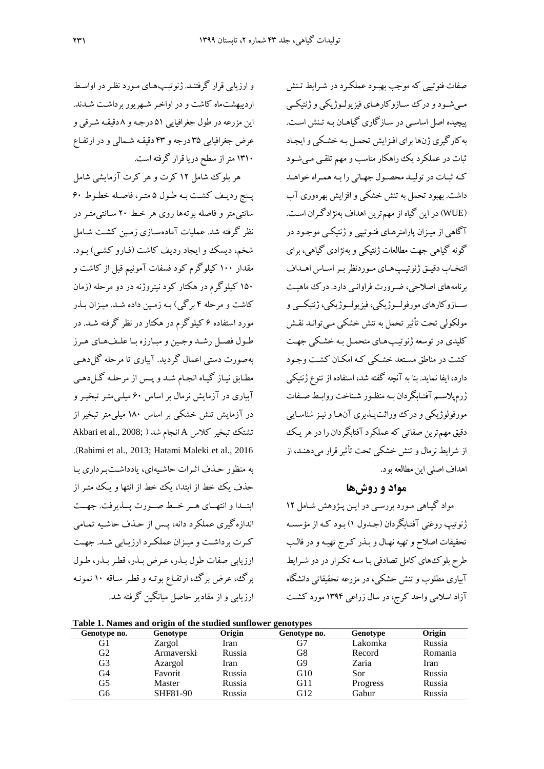صفات فنوتیپی که موجب بهبود عملکرد در شرایط تنش می‌شود و درک سازوکارهای فیزیولوژیکی و ژنتیکی پیچیده اصل اساسی در سازگاری گیاهان به تنش است. به‌کارگیری ژن‌ها برای افزایش تحمل به خشکی و ایجاد ثبات در عملکرد یک راهکار مناسب و مهم تلقی می‌شود که ثبات در تولید محصول جهانی را به همراه خواهد داشت. بهبود تحمل به تنش خشکی و افزایش بهره‌وری آب (WUE) در این گیاه از مهم‌ترین اهداف به‌نژادگران است. آگاهی از میزان پارامترهای فنوتیپی و ژنتیکی موجود در گونه گیاهی جهت مطالعات ژنتیکی و به‌نژادی گیاهی، برای انتخاب دقیق ژنوتیپ‌های موردنظر بر اساس اهداف برنامه‌های اصلاحی، ضرورت فراوانی دارد. درک ماهیت سازوکارهای مورفولوژیکی، فیزیولوژیکی، ژنتیکی و مولکولی تحت تأثیر تحمل به تنش خشکی می‌تواند نقش کلیدی در توسعه ژنوتیپ‌های متحمل به خشکی جهت کشت در مناطق مستعد خشکی که امکان کشت وجود دارد، ایفا نماید. بنا به آنچه گفته شد، استفاده از تنوع ژنتیکی ژرم‌پلاسم آفتابگردان به منظور شناخت روابط صفات مورفولوژیکی و درک وراثت‌پذیری آن‌ها و نیز شناسایی دقیق مهم‌ترین صفاتی که عملکرد آفتابگردان را در هر یک از شرایط نرمال و تنش خشکی تحت تأثیر قرار می‌دهند، از اهداف اصلی این مطالعه بود.

## مواد و روش‌ها

مواد گیاهی مورد بررسی در این پژوهش شامل ۱۲ ژنوتیپ روغنی آفتابگردان (جدول ۱) بود که از مؤسسه تحقیقات اصلاح و تهیه نهال و بذر کرج تهیه و در قالب طرح بلوک‌های کامل تصادفی با سه تکرار در دو شرایط آبیاری مطلوب و تنش خشکی، در مزرعه تحقیقاتی دانشگاه آزاد اسلامی واحد کرج، در سال زراعی ۱۳۹۴ مورد کشت و ارزیابی قرار گرفتند. ژنوتیپ‌های مورد نظر در اواسط اردیبهشت‌ماه کاشت و در اواخر شهریور برداشت شدند. این مزرعه در طول جغرافیایی ۵۱ درجه و ۸ دقیقه شرقی و عرض جغرافیایی ۳۵ درجه و ۴۳ دقیقه شمالی و در ارتفاع ۱۳۱۰ متر از سطح دریا قرار گرفته است.

هر بلوک شامل ۱۲ کرت و هر کرت آزمایشی شامل پنج ردیف کشت به طول ۵ متر، فاصله خطوط ۶۰ سانتی‌متر و فاصله بوته‌ها روی هر خط ۲۰ سانتی‌متر در نظر گرفته شد. عملیات آماده‌سازی زمین کشت شامل شخم، دیسک و ایجاد ردیف کاشت (فارو کشی) بود. مقدار ۱۰۰ کیلوگرم کود فسفات آمونیم قبل از کاشت و ۱۵۰ کیلوگرم در هکتار کود نیتروژنه در دو مرحله (زمان کاشت و مرحله ۴ برگی) به زمین داده شد. میزان بذر مورد استفاده ۶ کیلوگرم در هکتار در نظر گرفته شد. در طول فصل رشد وجین و مبارزه با علف‌های هرز به‌صورت دستی اعمال گردید. آبیاری تا مرحله گل‌دهی مطابق نیاز گیاه انجام شد و پس از مرحله گل‌دهی آبیاری در آزمایش نرمال بر اساس ۶۰ میلی‌متر تبخیر و در آزمایش تنش خشکی بر اساس ۱۸۰ میلی‌متر تبخیر از تشتک تبخیر کلاس A انجام شد (Akbari et al., 2008; Rahimi et al., 2013; Hatami Maleki et al., 2016). به منظور حذف اثرات حاشیه‌ای، یادداشت‌برداری با حذف یک خط از ابتدا، یک خط از انتها و یک متر از ابتدا و انتهای هر خط صورت پذیرفت. جهت اندازه‌گیری عملکرد دانه، پس از حذف حاشیه تمامی کرت برداشت و میزان عملکرد ارزیابی شد. جهت ارزیابی صفات طول بذر، عرض بذر، قطر بذر، طول برگ، عرض برگ، ارتفاع بوته و قطر ساقه ۱۰ نمونه ارزیابی و از مقادیر حاصل میانگین گرفته شد.

**Table 1. Names and origin of the studied sunflower genotypes**

| Genotype no. | Genotype | Origin | Genotype no. | Genotype | Origin |
|---|---|---|---|---|---|
| G1 | Zargol | Iran | G7 | Lakomka | Russia |
| G2 | Armaverski | Russia | G8 | Record | Romania |
| G3 | Azargol | Iran | G9 | Zaria | Iran |
| G4 | Favorit | Russia | G10 | Sor | Russia |
| G5 | Master | Russia | G11 | Progress | Russia |
| G6 | SHF81-90 | Russia | G12 | Gabur | Russia |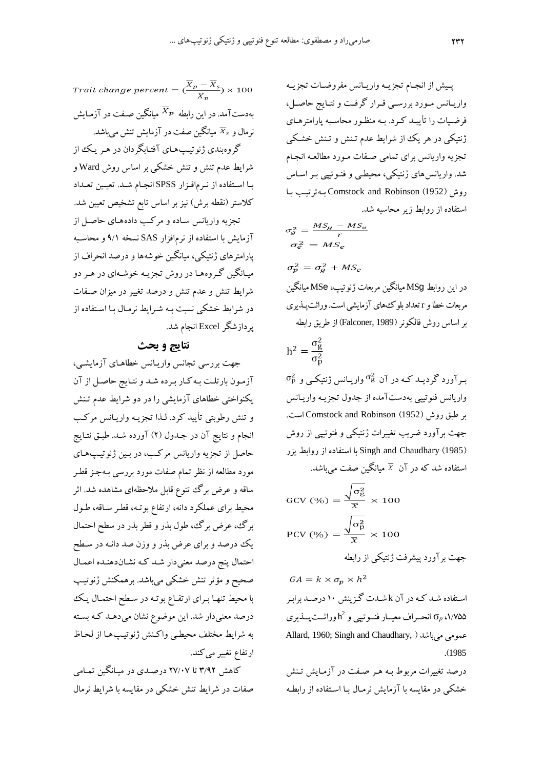پیش از انجام تجزیه واریانس مفروضات تجزیه واریانس مورد بررسی قرار گرفت و نتایج حاصل، فرضیات را تأیید کرد. به منظور محاسبه پارامترهای ژنتیکی در هر یک از شرایط عدم تنش و تنش خشکی تجزیه واریانس برای تمامی صفات مورد مطالعه انجام شد. واریانس‌های ژنتیکی، محیطی و فنوتیپی بر اساس روش Comstock and Robinson (1952) به‌ترتیب با استفاده از روابط زیر محاسبه شد.

$$\sigma_g^2 = \frac{MS_g - MS_e}{r}$$

$$\sigma_e^2 = MS_e$$

$$\sigma_p^2 = \sigma_g^2 + MS_e$$

در این روابط MSg میانگین مربعات ژنوتیپ، MSe میانگین مربعات خطا و r تعداد بلوک‌های آزمایشی است. وراثت‌پذیری بر اساس روش فالکونر (Falconer, 1989) از طریق رابطه

$$h^2 = \frac{\sigma_g^2}{\sigma_p^2}$$

برآورد گردید که در آن $\sigma_g^2$ واریانس ژنتیکی و $\sigma_p^2$ واریانس فنوتیپی به‌دست‌آمده از جدول تجزیه واریانس بر طبق روش Comstock and Robinson (1952) است. جهت برآورد ضریب تغییرات ژنتیکی و فنوتیپی از روش Singh and Chaudhary (1985) با استفاده از روابط زیر استفاده شد که در آن $\overline{X}$ میانگین صفت می‌باشد.

$$GCV\ (\%) = \frac{\sqrt{\sigma_g^2}}{\overline{X}} \times 100$$

$$PCV\ (\%) = \frac{\sqrt{\sigma_p^2}}{\overline{X}} \times 100$$

جهت برآورد پیشرفت ژنتیکی از رابطه

$$GA = k \times \sigma_p \times h^2$$

استفاده شد که در آن k شدت گزینش ۱۰ درصد برابر ۱/۷۵۵، $\sigma_p$ انحراف معیار فنوتیپی و $h^2$ وراثت‌پذیری عمومی می‌باشد (Allard, 1960; Singh and Chaudhary, 1985).

درصد تغییرات مربوط به هر صفت در آزمایش تنش خشکی در مقایسه با آزمایش نرمال با استفاده از رابطه

$$Trait\ change\ percent = \left(\frac{\overline{X}_p - \overline{X}_s}{\overline{X}_p}\right) \times 100$$

به‌دست‌آمد. در این رابطه $\overline{X}_p$ میانگین صفت در آزمایش نرمال و $\overline{X}_s$ میانگین صفت در آزمایش تنش می‌باشد.

گروه‌بندی ژنوتیپ‌های آفتابگردان در هر یک از شرایط عدم تنش و تنش خشکی بر اساس روش Ward و با استفاده از نرم‌افزار SPSS انجام شد. تعیین تعداد کلاستر (نقطه برش) نیز بر اساس تابع تشخیص تعیین شد.

تجزیه واریانس ساده و مرکب داده‌های حاصل از آزمایش با استفاده از نرم‌افزار SAS نسخه ۹/۱ و محاسبه پارامترهای ژنتیکی، میانگین خوشه‌ها و درصد انحراف از میانگین گروه‌ها در روش تجزیه خوشه‌ای در هر دو شرایط تنش و عدم تنش و درصد تغییر در میزان صفات در شرایط خشکی نسبت به شرایط نرمال با استفاده از پردازشگر Excel انجام شد.

## نتایج و بحث

جهت بررسی تجانس واریانس خطاهای آزمایشی، آزمون بارتلت به‌کار برده شد و نتایج حاصل از آن یکنواختی خطاهای آزمایشی را در دو شرایط عدم تنش و تنش رطوبتی تأیید کرد. لذا تجزیه واریانس مرکب انجام و نتایج آن در جدول (۲) آورده شد. طبق نتایج حاصل از تجزیه واریانس مرکب، در بین ژنوتیپ‌های مورد مطالعه از نظر تمام صفات مورد بررسی به‌جز قطر ساقه و عرض برگ تنوع قابل ملاحظه‌ای مشاهده شد. اثر محیط برای عملکرد دانه، ارتفاع بوته، قطر ساقه، طول برگ، عرض برگ، طول بذر و قطر بذر در سطح احتمال یک درصد و برای عرض بذر و وزن صد دانه در سطح احتمال پنج درصد معنی‌دار شد که نشان‌دهنده اعمال صحیح و مؤثر تنش خشکی می‌باشد. برهمکنش ژنوتیپ با محیط تنها برای ارتفاع بوته در سطح احتمال یک درصد معنی‌دار شد. این موضوع نشان می‌دهد که بسته به شرایط مختلف محیطی واکنش ژنوتیپ‌ها از لحاظ ارتفاع تغییر می‌کند.

کاهش ۳/۹۲ تا ۲۷/۰۷ درصدی در میانگین تمامی صفات در شرایط تنش خشکی در مقایسه با شرایط نرمال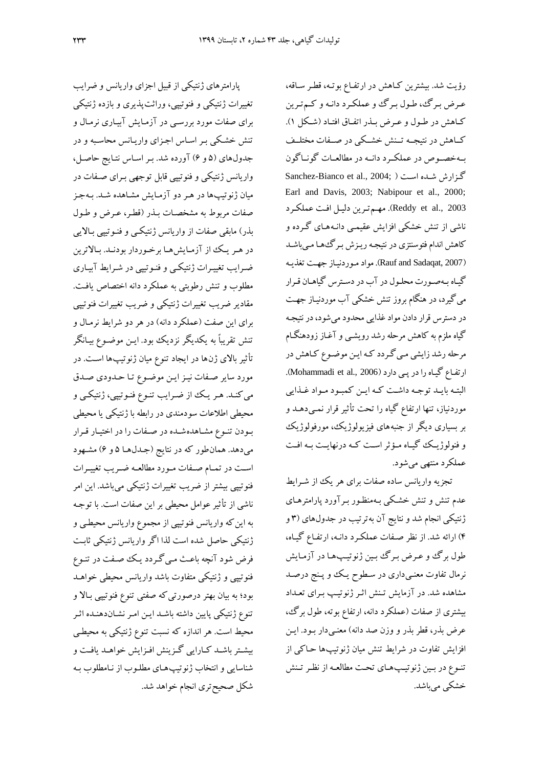رؤیت شد. بیشترین کاهش در ارتفاع بوته، قطر ساقه، عرض برگ، طول برگ و عملکرد دانه و کم‌ترین کاهش در طول و عرض بذر اتفاق افتاد (شکل ۱). کاهش در نتیجه تنش خشکی در صفات مختلف به‌خصوص در عملکرد دانه در مطالعات گوناگون گزارش شده است ( Sanchez-Bianco et al., 2004; Earl and Davis, 2003; Nabipour et al., 2000; Reddy et al., 2003). مهم‌ترین دلیل افت عملکرد ناشی از تنش خشکی افزایش عقیمی دانه‌های گرده و کاهش اندام فتوسنتزی در نتیجه ریزش برگ‌ها می‌باشد (Rauf and Sadaqat, 2007). مواد موردنیاز جهت تغذیه گیاه به‌صورت محلول در آب در دسترس گیاهان قرار می‌گیرد، در هنگام بروز تنش خشکی آب موردنیاز جهت در دسترس قرار دادن مواد غذایی محدود می‌شود، در نتیجه گیاه ملزم به کاهش مرحله رشد رویشی و آغاز زودهنگام مرحله رشد زایشی می‌گردد که این موضوع کاهش در ارتفاع گیاه را در پی دارد (Mohammadi et al., 2006). البته باید توجه داشت که این کمبود مواد غذایی موردنیاز، تنها ارتفاع گیاه را تحت تأثیر قرار نمی‌دهد و بر بسیاری دیگر از جنبه‌های فیزیولوژیک، مورفولوژیک و فنولوژیک گیاه مؤثر است که درنهایت به افت عملکرد منتهی می‌شود.

تجزیه واریانس ساده صفات برای هر یک از شرایط عدم تنش و تنش خشکی به‌منظور برآورد پارامترهای ژنتیکی انجام شد و نتایج آن به‌ترتیب در جدول‌های (۳ و ۴) ارائه شد. از نظر صفات عملکرد دانه، ارتفاع گیاه، طول برگ و عرض برگ بین ژنوتیپ‌ها در آزمایش نرمال تفاوت معنی‌داری در سطوح یک و پنج درصد مشاهده شد. در آزمایش تنش اثر ژنوتیپ برای تعداد بیشتری از صفات (عملکرد دانه، ارتفاع بوته، طول برگ، عرض بذر، قطر بذر و وزن صد دانه) معنی‌دار بود. این افزایش تفاوت در شرایط تنش میان ژنوتیپ‌ها حاکی از تنوع در بین ژنوتیپ‌های تحت مطالعه از نظر تنش خشکی می‌باشد.

پارامترهای ژنتیکی از قبیل اجزای واریانس و ضرایب تغییرات ژنتیکی و فنوتیپی، وراثت‌پذیری و بازده ژنتیکی برای صفات مورد بررسی در آزمایش آبیاری نرمال و تنش خشکی بر اساس اجزای واریانس محاسبه و در جدول‌های (۵ و ۶) آورده شد. بر اساس نتایج حاصل، واریانس ژنتیکی و فنوتیپی قابل توجهی برای صفات در میان ژنوتیپ‌ها در هر دو آزمایش مشاهده شد. به‌جز صفات مربوط به مشخصات بذر (قطر، عرض و طول بذر) مابقی صفات از واریانس ژنتیکی و فنوتیپی بالایی در هر یک از آزمایش‌ها برخوردار بودند. بالاترین ضرایب تغییرات ژنتیکی و فنوتیپی در شرایط آبیاری مطلوب و تنش رطوبتی به عملکرد دانه اختصاص یافت. مقادیر ضریب تغییرات ژنتیکی و ضریب تغییرات فنوتیپی برای این صفت (عملکرد دانه) در هر دو شرایط نرمال و تنش تقریباً به یکدیگر نزدیک بود. این موضوع بیانگر تأثیر بالای ژن‌ها در ایجاد تنوع میان ژنوتیپ‌ها است. در مورد سایر صفات نیز این موضوع تا حدودی صدق می‌کند. هر یک از ضرایب تنوع فنوتیپی، ژنتیکی و محیطی اطلاعات سودمندی در رابطه با ژنتیکی یا محیطی بودن تنوع مشاهده‌شده در صفات را در اختیار قرار می‌دهد. همان‌طور که در نتایج (جدول‌ها ۵ و ۶) مشهود است در تمام صفات مورد مطالعه ضریب تغییرات فنوتیپی بیشتر از ضریب تغییرات ژنتیکی می‌باشد. این امر ناشی از تأثیر عوامل محیطی بر این صفات است. با توجه به این که واریانس فنوتیپی از مجموع واریانس محیطی و ژنتیکی حاصل شده است لذا اگر واریانس ژنتیکی ثابت فرض شود آنچه باعث می‌گردد یک صفت در تنوع فنوتیپی و ژنتیکی متفاوت باشد واریانس محیطی خواهد بود؛ به بیان بهتر درصورتی که صفتی تنوع فنوتیپی بالا و تنوع ژنتیکی پایین داشته باشد این امر نشان‌دهنده اثر محیط است. هر اندازه که نسبت تنوع ژنتیکی به محیطی بیشتر باشد کارایی گزینش افزایش خواهد یافت و شناسایی و انتخاب ژنوتیپ‌های مطلوب از نامطلوب به شکل صحیح‌تری انجام خواهد شد.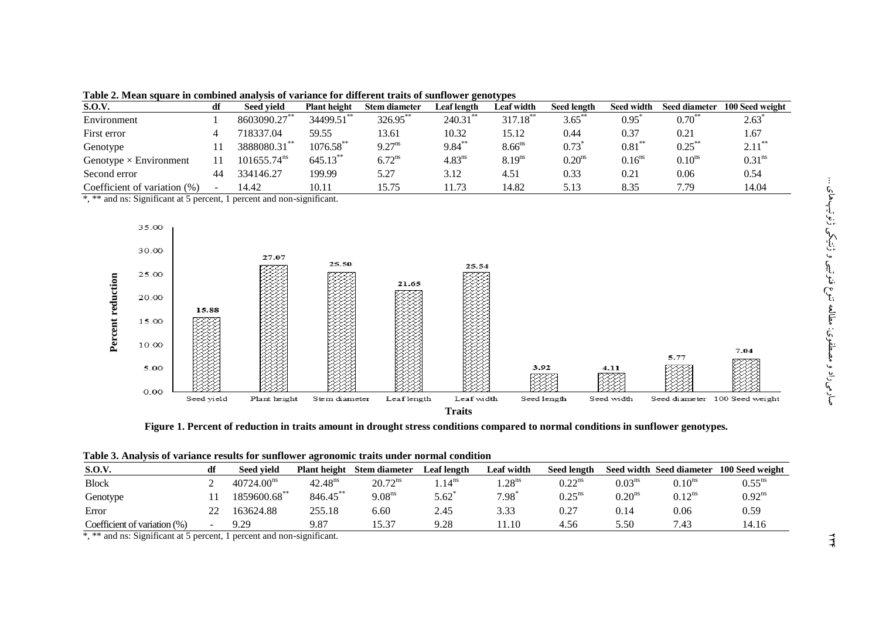**Table 2. Mean square in combined analysis of variance for different traits of sunflower genotypes**

| S.O.V. | df | Seed yield | Plant height | Stem diameter | Leaf length | Leaf width | Seed length | Seed width | Seed diameter | 100 Seed weight |
|---|---|---|---|---|---|---|---|---|---|---|
| Environment | 1 | 8603090.27$^{**}$ | 34499.51$^{**}$ | 326.95$^{**}$ | 240.31$^{**}$ | 317.18$^{**}$ | 3.65$^{**}$ | 0.95$^{*}$ | 0.70$^{**}$ | 2.63$^{*}$ |
| First error | 4 | 718337.04 | 59.55 | 13.61 | 10.32 | 15.12 | 0.44 | 0.37 | 0.21 | 1.67 |
| Genotype | 11 | 3888080.31$^{**}$ | 1076.58$^{**}$ | 9.27$^{ns}$ | 9.84$^{**}$ | 8.66$^{ns}$ | 0.73$^{*}$ | 0.81$^{**}$ | 0.25$^{**}$ | 2.11$^{**}$ |
| Genotype × Environment | 11 | 101655.74$^{ns}$ | 645.13$^{**}$ | 6.72$^{ns}$ | 4.83$^{ns}$ | 8.19$^{ns}$ | 0.20$^{ns}$ | 0.16$^{ns}$ | 0.10$^{ns}$ | 0.31$^{ns}$ |
| Second error | 44 | 334146.27 | 199.99 | 5.27 | 3.12 | 4.51 | 0.33 | 0.21 | 0.06 | 0.54 |
| Coefficient of variation (%) | - | 14.42 | 10.11 | 15.75 | 11.73 | 14.82 | 5.13 | 8.35 | 7.79 | 14.04 |

*, ** and ns: Significant at 5 percent, 1 percent and non-significant.

**Figure 1. Percent of reduction in traits amount in drought stress conditions compared to normal conditions in sunflower genotypes.**

**Table 3. Analysis of variance results for sunflower agronomic traits under normal condition**

| S.O.V. | df | Seed yield | Plant height | Stem diameter | Leaf length | Leaf width | Seed length | Seed width | Seed diameter | 100 Seed weight |
|---|---|---|---|---|---|---|---|---|---|---|
| Block | 2 | 40724.00$^{ns}$ | 42.48$^{ns}$ | 20.72$^{ns}$ | 1.14$^{ns}$ | 1.28$^{ns}$ | 0.22$^{ns}$ | 0.03$^{ns}$ | 0.10$^{ns}$ | 0.55$^{ns}$ |
| Genotype | 11 | 1859600.68$^{**}$ | 846.45$^{**}$ | 9.08$^{ns}$ | 5.62$^{*}$ | 7.98$^{*}$ | 0.25$^{ns}$ | 0.20$^{ns}$ | 0.12$^{ns}$ | 0.92$^{ns}$ |
| Error | 22 | 163624.88 | 255.18 | 6.60 | 2.45 | 3.33 | 0.27 | 0.14 | 0.06 | 0.59 |
| Coefficient of variation (%) | - | 9.29 | 9.87 | 15.37 | 9.28 | 11.10 | 4.56 | 5.50 | 7.43 | 14.16 |

*, ** and ns: Significant at 5 percent, 1 percent and non-significant.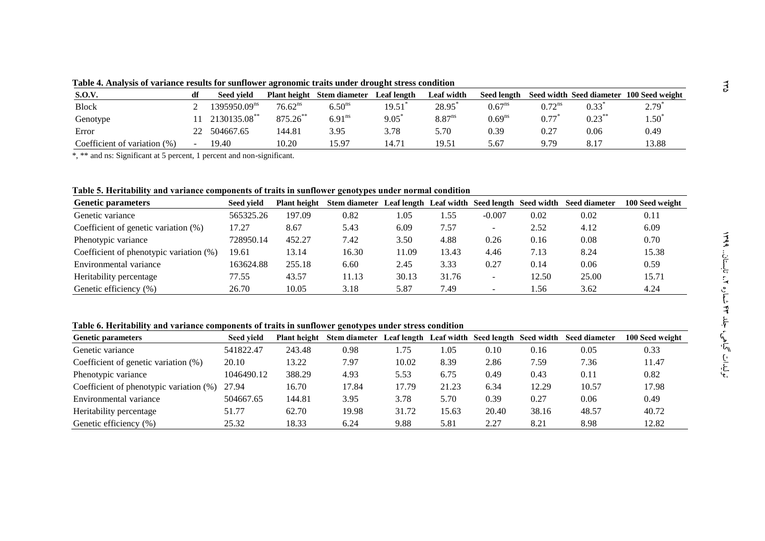**Table 4. Analysis of variance results for sunflower agronomic traits under drought stress condition**

| S.O.V. | df | Seed yield | Plant height | Stem diameter | Leaf length | Leaf width | Seed length | Seed width | Seed diameter | 100 Seed weight |
|---|---|---|---|---|---|---|---|---|---|---|
| Block | 2 | 1395950.09$^{ns}$ | 76.62$^{ns}$ | 6.50$^{ns}$ | 19.51$^{*}$ | 28.95$^{*}$ | 0.67$^{ns}$ | 0.72$^{ns}$ | 0.33$^{*}$ | 2.79$^{*}$ |
| Genotype | 11 | 2130135.08$^{**}$ | 875.26$^{**}$ | 6.91$^{ns}$ | 9.05$^{*}$ | 8.87$^{ns}$ | 0.69$^{ns}$ | 0.77$^{*}$ | 0.23$^{**}$ | 1.50$^{*}$ |
| Error | 22 | 504667.65 | 144.81 | 3.95 | 3.78 | 5.70 | 0.39 | 0.27 | 0.06 | 0.49 |
| Coefficient of variation (%) | - | 19.40 | 10.20 | 15.97 | 14.71 | 19.51 | 5.67 | 9.79 | 8.17 | 13.88 |

*, ** and ns: Significant at 5 percent, 1 percent and non-significant.

**Table 5. Heritability and variance components of traits in sunflower genotypes under normal condition**

| Genetic parameters | Seed yield | Plant height | Stem diameter | Leaf length | Leaf width | Seed length | Seed width | Seed diameter | 100 Seed weight |
|---|---|---|---|---|---|---|---|---|---|
| Genetic variance | 565325.26 | 197.09 | 0.82 | 1.05 | 1.55 | -0.007 | 0.02 | 0.02 | 0.11 |
| Coefficient of genetic variation (%) | 17.27 | 8.67 | 5.43 | 6.09 | 7.57 | - | 2.52 | 4.12 | 6.09 |
| Phenotypic variance | 728950.14 | 452.27 | 7.42 | 3.50 | 4.88 | 0.26 | 0.16 | 0.08 | 0.70 |
| Coefficient of phenotypic variation (%) | 19.61 | 13.14 | 16.30 | 11.09 | 13.43 | 4.46 | 7.13 | 8.24 | 15.38 |
| Environmental variance | 163624.88 | 255.18 | 6.60 | 2.45 | 3.33 | 0.27 | 0.14 | 0.06 | 0.59 |
| Heritability percentage | 77.55 | 43.57 | 11.13 | 30.13 | 31.76 | - | 12.50 | 25.00 | 15.71 |
| Genetic efficiency (%) | 26.70 | 10.05 | 3.18 | 5.87 | 7.49 | - | 1.56 | 3.62 | 4.24 |

**Table 6. Heritability and variance components of traits in sunflower genotypes under stress condition**

| Genetic parameters | Seed yield | Plant height | Stem diameter | Leaf length | Leaf width | Seed length | Seed width | Seed diameter | 100 Seed weight |
|---|---|---|---|---|---|---|---|---|---|
| Genetic variance | 541822.47 | 243.48 | 0.98 | 1.75 | 1.05 | 0.10 | 0.16 | 0.05 | 0.33 |
| Coefficient of genetic variation (%) | 20.10 | 13.22 | 7.97 | 10.02 | 8.39 | 2.86 | 7.59 | 7.36 | 11.47 |
| Phenotypic variance | 1046490.12 | 388.29 | 4.93 | 5.53 | 6.75 | 0.49 | 0.43 | 0.11 | 0.82 |
| Coefficient of phenotypic variation (%) | 27.94 | 16.70 | 17.84 | 17.79 | 21.23 | 6.34 | 12.29 | 10.57 | 17.98 |
| Environmental variance | 504667.65 | 144.81 | 3.95 | 3.78 | 5.70 | 0.39 | 0.27 | 0.06 | 0.49 |
| Heritability percentage | 51.77 | 62.70 | 19.98 | 31.72 | 15.63 | 20.40 | 38.16 | 48.57 | 40.72 |
| Genetic efficiency (%) | 25.32 | 18.33 | 6.24 | 9.88 | 5.81 | 2.27 | 8.21 | 8.98 | 12.82 |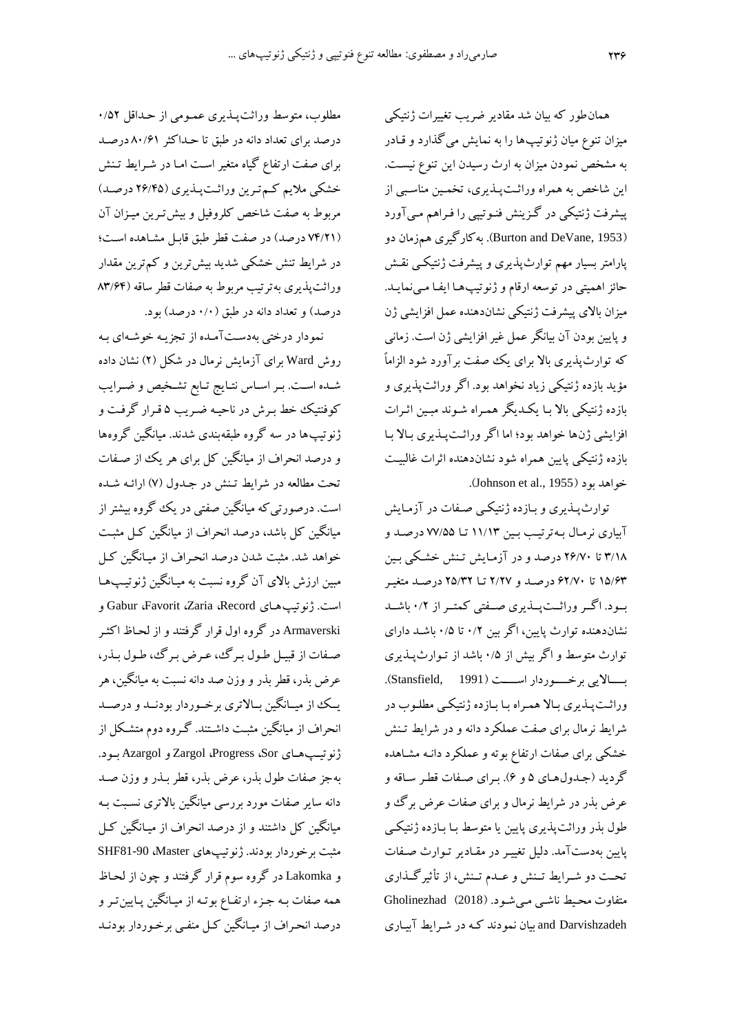همان‌طور که بیان شد مقادیر ضریب تغییرات ژنتیکی میزان تنوع میان ژنوتیپ‌ها را به نمایش می‌گذارد و قادر به مشخص نمودن میزان به ارث رسیدن این تنوع نیست. این شاخص به همراه وراثت‌پذیری، تخمین مناسبی از پیشرفت ژنتیکی در گزینش فنوتیپی را فراهم می‌آورد (Burton and DeVane, 1953). به‌کارگیری هم‌زمان دو پارامتر بسیار مهم توارث‌پذیری و پیشرفت ژنتیکی نقش حائز اهمیتی در توسعه ارقام و ژنوتیپ‌ها ایفا می‌نماید. میزان بالای پیشرفت ژنتیکی نشان‌دهنده عمل افزایشی ژن و پایین بودن آن بیانگر عمل غیر افزایشی ژن است. زمانی که توارث‌پذیری بالا برای یک صفت برآورد شود الزاماً مؤید بازده ژنتیکی زیاد نخواهد بود. اگر وراثت‌پذیری و بازده ژنتیکی بالا با یکدیگر همراه شوند مبین اثرات افزایشی ژن‌ها خواهد بود؛ اما اگر وراثت‌پذیری بالا با بازده ژنتیکی پایین همراه شود نشان‌دهنده اثرات غالبیت خواهد بود (Johnson et al., 1955).

توارث‌پذیری و بازده ژنتیکی صفات در آزمایش آبیاری نرمال به‌ترتیب بین ۱۱/۱۳ تا ۷۷/۵۵ درصد و ۳/۱۸ تا ۲۶/۷۰ درصد و در آزمایش تنش خشکی بین ۱۵/۶۳ تا ۶۲/۷۰ درصد و ۲/۲۷ تا ۲۵/۳۲ درصد متغیر بود. اگر وراثت‌پذیری صفتی کمتر از ۰/۲ باشد نشان‌دهنده توارث پایین، اگر بین ۰/۲ تا ۰/۵ باشد دارای توارث متوسط و اگر بیش از ۰/۵ باشد از توارث‌پذیری بالایی برخوردار است (Stansfield, 1991). وراثت‌پذیری بالا همراه با بازده ژنتیکی مطلوب در شرایط نرمال برای صفت عملکرد دانه و در شرایط تنش خشکی برای صفات ارتفاع بوته و عملکرد دانه مشاهده گردید (جدول‌های ۵ و ۶). برای صفات قطر ساقه و عرض بذر در شرایط نرمال و برای صفات عرض برگ و طول بذر وراثت‌پذیری پایین یا متوسط با بازده ژنتیکی پایین به‌دست‌آمد. دلیل تغییر در مقادیر توارث صفات تحت دو شرایط تنش و عدم تنش، از تأثیرگذاری متفاوت محیط ناشی می‌شود. Gholinezhad and Darvishzadeh (2018) بیان نمودند که در شرایط آبیاری مطلوب، متوسط وراثت‌پذیری عمومی از حداقل ۰/۵۲ درصد برای تعداد دانه در طبق تا حداکثر ۸۰/۶۱ درصد برای صفت ارتفاع گیاه متغیر است اما در شرایط تنش خشکی ملایم کم‌ترین وراثت‌پذیری (۲۶/۴۵ درصد) مربوط به صفت شاخص کلروفیل و بیش‌ترین میزان آن (۷۴/۲۱ درصد) در صفت قطر طبق قابل مشاهده است؛ در شرایط تنش خشکی شدید بیش‌ترین و کم‌ترین مقدار وراثت‌پذیری به‌ترتیب مربوط به صفات قطر ساقه (۸۳/۶۴ درصد) و تعداد دانه در طبق (۰/۰ درصد) بود.

نمودار درختی به‌دست‌آمده از تجزیه خوشه‌ای به روش Ward برای آزمایش نرمال در شکل (۲) نشان داده شده است. بر اساس نتایج تابع تشخیص و ضرایب کوفنتیک خط برش در ناحیه ضریب ۵ قرار گرفت و ژنوتیپ‌ها در سه گروه طبقه‌بندی شدند. میانگین گروه‌ها و درصد انحراف از میانگین کل برای هر یک از صفات تحت مطالعه در شرایط تنش در جدول (۷) ارائه شده است. درصورتی‌که میانگین صفتی در یک گروه بیشتر از میانگین کل باشد، درصد انحراف از میانگین کل مثبت خواهد شد. مثبت شدن درصد انحراف از میانگین کل مبین ارزش بالای آن گروه نسبت به میانگین ژنوتیپ‌ها است. ژنوتیپ‌های Record، Zaria، Favorit، Gabur و Armaverski در گروه اول قرار گرفتند و از لحاظ اکثر صفات از قبیل طول برگ، عرض برگ، طول بذر، عرض بذر، قطر بذر و وزن صد دانه نسبت به میانگین، هر یک از میانگین بالاتری برخوردار بودند و درصد انحراف از میانگین مثبت داشتند. گروه دوم متشکل از ژنوتیپ‌های Sor، Progress، Zargol و Azargol بود. به‌جز صفات طول بذر، عرض بذر، قطر بذر و وزن صد دانه سایر صفات مورد بررسی میانگین بالاتری نسبت به میانگین کل داشتند و از درصد انحراف از میانگین کل مثبت برخوردار بودند. ژنوتیپ‌های Master، SHF81-90 و Lakomka در گروه سوم قرار گرفتند و چون از لحاظ همه صفات به جزء ارتفاع بوته از میانگین پایین‌تر و درصد انحراف از میانگین کل منفی برخوردار بودند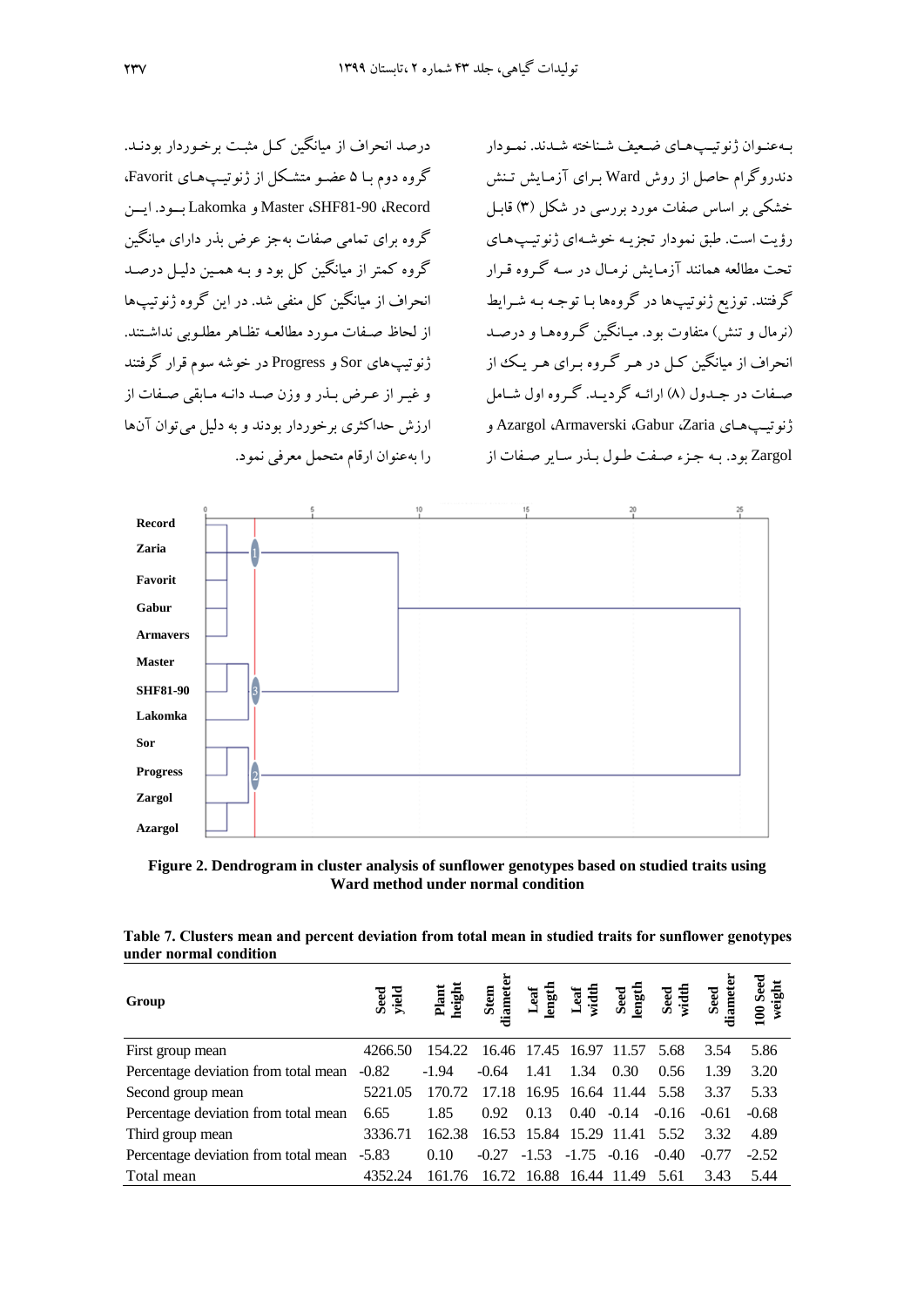به‌عنوان ژنوتیپ‌های ضعیف شناخته شدند. نمودار دندروگرام حاصل از روش Ward برای آزمایش تنش خشکی بر اساس صفات مورد بررسی در شکل (۳) قابل رؤیت است. طبق نمودار تجزیه خوشه‌ای ژنوتیپ‌های تحت مطالعه همانند آزمایش نرمال در سه گروه قرار گرفتند. توزیع ژنوتیپ‌ها در گروه‌ها با توجه به شرایط (نرمال و تنش) متفاوت بود. میانگین گروه‌ها و درصد انحراف از میانگین کل در هر گروه برای هر یک از صفات در جدول (۸) ارائه گردید. گروه اول شامل ژنوتیپ‌های Zaria، Gabur، Armaverski، Azargol و Zargol بود. به جزء صفت طول بذر سایر صفات از درصد انحراف از میانگین کل مثبت برخوردار بودند. گروه دوم با ۵ عضو متشکل از ژنوتیپ‌های Favorit، Record، SHF81-90، Master و Lakomka بود. این گروه برای تمامی صفات به‌جز عرض بذر دارای میانگین گروه کمتر از میانگین کل بود و به همین دلیل درصد انحراف از میانگین کل منفی شد. در این گروه ژنوتیپ‌ها از لحاظ صفات مورد مطالعه تظاهر مطلوبی نداشتند. ژنوتیپ‌های Sor و Progress در خوشه سوم قرار گرفتند و غیر از عرض بذر و وزن صد دانه مابقی صفات از ارزش حداکثری برخوردار بودند و به دلیل می‌توان آن‌ها را به‌عنوان ارقام متحمل معرفی نمود.

**Figure 2. Dendrogram in cluster analysis of sunflower genotypes based on studied traits using Ward method under normal condition**

**Table 7. Clusters mean and percent deviation from total mean in studied traits for sunflower genotypes under normal condition**

| Group | Seed yield | Plant height | Stem diameter | Leaf length | Leaf width | Seed length | Seed width | Seed diameter | 100 Seed weight |
|---|---|---|---|---|---|---|---|---|---|
| First group mean | 4266.50 | 154.22 | 16.46 | 17.45 | 16.97 | 11.57 | 5.68 | 3.54 | 5.86 |
| Percentage deviation from total mean | -0.82 | -1.94 | -0.64 | 1.41 | 1.34 | 0.30 | 0.56 | 1.39 | 3.20 |
| Second group mean | 5221.05 | 170.72 | 17.18 | 16.95 | 16.64 | 11.44 | 5.58 | 3.37 | 5.33 |
| Percentage deviation from total mean | 6.65 | 1.85 | 0.92 | 0.13 | 0.40 | -0.14 | -0.16 | -0.61 | -0.68 |
| Third group mean | 3336.71 | 162.38 | 16.53 | 15.84 | 15.29 | 11.41 | 5.52 | 3.32 | 4.89 |
| Percentage deviation from total mean | -5.83 | 0.10 | -0.27 | -1.53 | -1.75 | -0.16 | -0.40 | -0.77 | -2.52 |
| Total mean | 4352.24 | 161.76 | 16.72 | 16.88 | 16.44 | 11.49 | 5.61 | 3.43 | 5.44 |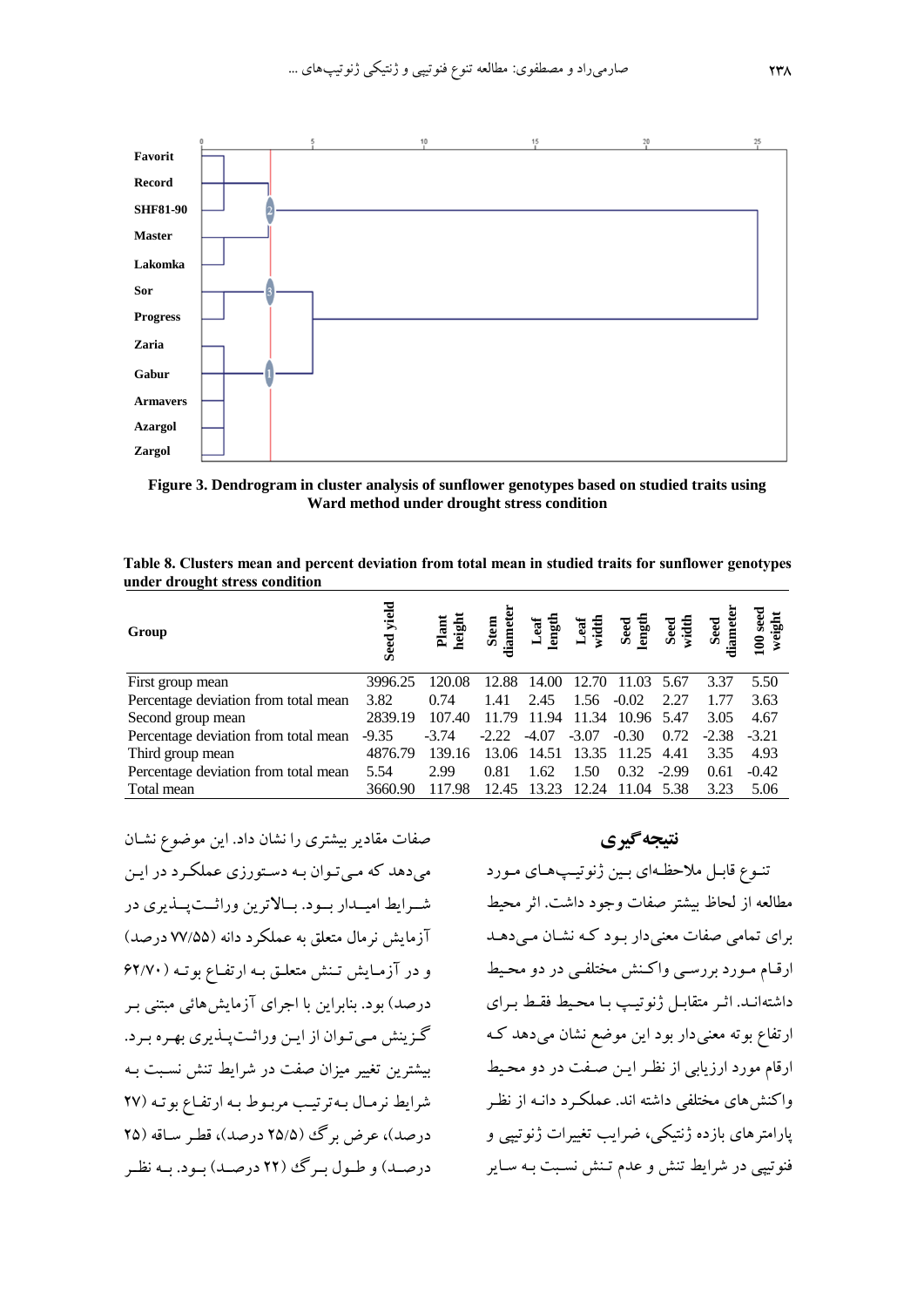Figure 3. Dendrogram in cluster analysis of sunflower genotypes based on studied traits using Ward method under drought stress condition

Table 8. Clusters mean and percent deviation from total mean in studied traits for sunflower genotypes under drought stress condition

| Group | Seed yield | Plant height | Stem diameter | Leaf length | Leaf width | Seed length | Seed width | Seed diameter | 100 seed weight |
|---|---|---|---|---|---|---|---|---|---|
| First group mean | 3996.25 | 120.08 | 12.88 | 14.00 | 12.70 | 11.03 | 5.67 | 3.37 | 5.50 |
| Percentage deviation from total mean | 3.82 | 0.74 | 1.41 | 2.45 | 1.56 | -0.02 | 2.27 | 1.77 | 3.63 |
| Second group mean | 2839.19 | 107.40 | 11.79 | 11.94 | 11.34 | 10.96 | 5.47 | 3.05 | 4.67 |
| Percentage deviation from total mean | -9.35 | -3.74 | -2.22 | -4.07 | -3.07 | -0.30 | 0.72 | -2.38 | -3.21 |
| Third group mean | 4876.79 | 139.16 | 13.06 | 14.51 | 13.35 | 11.25 | 4.41 | 3.35 | 4.93 |
| Percentage deviation from total mean | 5.54 | 2.99 | 0.81 | 1.62 | 1.50 | 0.32 | -2.99 | 0.61 | -0.42 |
| Total mean | 3660.90 | 117.98 | 12.45 | 13.23 | 12.24 | 11.04 | 5.38 | 3.23 | 5.06 |

## نتیجه‌گیری

تنوع قابل ملاحظه‌ای بین ژنوتیپ‌های مورد مطالعه از لحاظ بیشتر صفات وجود داشت. اثر محیط برای تمامی صفات معنی‌دار بود که نشان می‌دهد ارقام مورد بررسی واکنش مختلفی در دو محیط داشته‌اند. اثر متقابل ژنوتیپ با محیط فقط برای ارتفاع بوته معنی‌دار بود این موضع نشان می‌دهد که ارقام مورد ارزیابی از نظر این صفت در دو محیط واکنش‌های مختلفی داشته اند. عملکرد دانه از نظر پارامترهای بازده ژنتیکی، ضرایب تغییرات ژنوتیپی و فنوتیپی در شرایط تنش و عدم تنش نسبت به سایر صفات مقادیر بیشتری را نشان داد. این موضوع نشان می‌دهد که می‌توان به دستورزی عملکرد در این شرایط امیدار بود. بالاترین وراثت‌پذیری در آزمایش نرمال متعلق به عملکرد دانه (۷۷/۵۵ درصد) و در آزمایش تنش متعلق به ارتفاع بوته (۶۲/۷۰ درصد) بود. بنابراین با اجرای آزمایش‌هائی مبتنی بر گزینش می‌توان از این وراثت‌پذیری بهره برد. بیشترین تغییر میزان صفت در شرایط تنش نسبت به شرایط نرمال به‌ترتیب مربوط به ارتفاع بوته (۲۷ درصد)، عرض برگ (۲۵/۵ درصد)، قطر ساقه (۲۵ درصد) و طول برگ (۲۲ درصد) بود. به نظر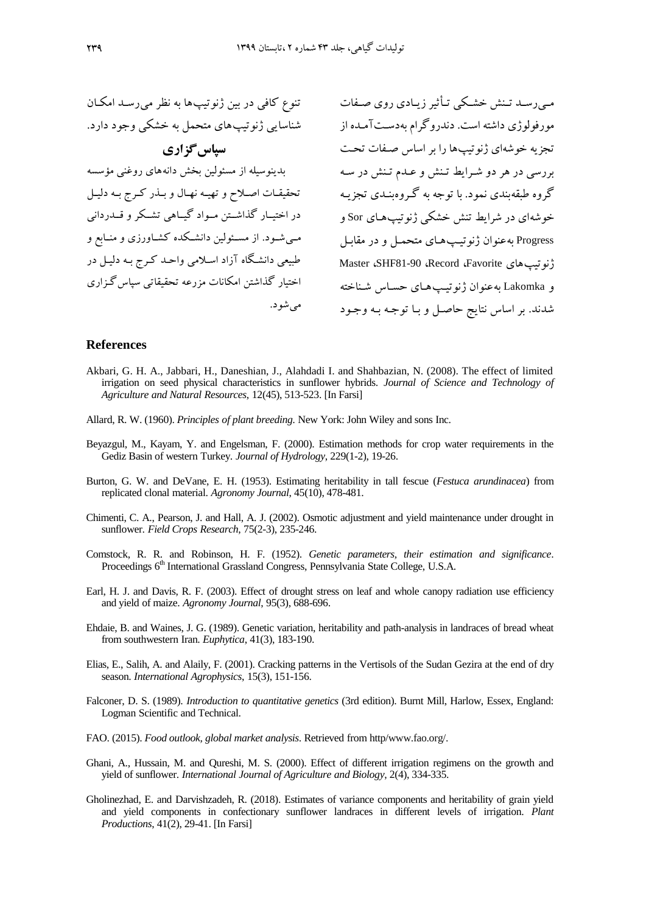می‌رسد تنش خشکی تأثیر زیادی روی صفات مورفولوژی داشته است. دندروگرام به‌دست‌آمده از تجزیه خوشه‌ای ژنوتیپ‌ها را بر اساس صفات تحت بررسی در هر دو شرایط تنش و عدم تنش در سه گروه طبقه‌بندی نمود. با توجه به گروه‌بندی تجزیه خوشه‌ای در شرایط تنش خشکی ژنوتیپ‌های Sor و Progress به‌عنوان ژنوتیپ‌های متحمل و در مقابل ژنوتیپ‌های Master ،SHF81-90 ،Record ،Favorite و Lakomka به‌عنوان ژنوتیپ‌های حساس شناخته شدند. بر اساس نتایج حاصل و با توجه به وجود تنوع کافی در بین ژنوتیپ‌ها به نظر می‌رسد امکان شناسایی ژنوتیپ‌های متحمل به خشکی وجود دارد.

## سپاس‌گزاری

بدینوسیله از مسئولین بخش دانه‌های روغنی مؤسسه تحقیقات اصلاح و تهیه نهال و بذر کرج به دلیل در اختیار گذاشتن مواد گیاهی تشکر و قدردانی می‌شود. از مسئولین دانشکده کشاورزی و منابع و طبیعی دانشگاه آزاد اسلامی واحد کرج به دلیل در اختیار گذاشتن امکانات مزرعه تحقیقاتی سپاس‌گزاری می‌شود.

## References

Akbari, G. H. A., Jabbari, H., Daneshian, J., Alahdadi I. and Shahbazian, N. (2008). The effect of limited irrigation on seed physical characteristics in sunflower hybrids. *Journal of Science and Technology of Agriculture and Natural Resources*, 12(45), 513-523. [In Farsi]

Allard, R. W. (1960). *Principles of plant breeding*. New York: John Wiley and sons Inc.

Beyazgul, M., Kayam, Y. and Engelsman, F. (2000). Estimation methods for crop water requirements in the Gediz Basin of western Turkey. *Journal of Hydrology*, 229(1-2), 19-26.

Burton, G. W. and DeVane, E. H. (1953). Estimating heritability in tall fescue (*Festuca arundinacea*) from replicated clonal material. *Agronomy Journal*, 45(10), 478-481.

Chimenti, C. A., Pearson, J. and Hall, A. J. (2002). Osmotic adjustment and yield maintenance under drought in sunflower. *Field Crops Research*, 75(2-3), 235-246.

Comstock, R. R. and Robinson, H. F. (1952). *Genetic parameters, their estimation and significance*. Proceedings 6th International Grassland Congress, Pennsylvania State College, U.S.A.

Earl, H. J. and Davis, R. F. (2003). Effect of drought stress on leaf and whole canopy radiation use efficiency and yield of maize. *Agronomy Journal*, 95(3), 688-696.

Ehdaie, B. and Waines, J. G. (1989). Genetic variation, heritability and path-analysis in landraces of bread wheat from southwestern Iran. *Euphytica*, 41(3), 183-190.

Elias, E., Salih, A. and Alaily, F. (2001). Cracking patterns in the Vertisols of the Sudan Gezira at the end of dry season. *International Agrophysics*, 15(3), 151-156.

Falconer, D. S. (1989). *Introduction to quantitative genetics* (3rd edition). Burnt Mill, Harlow, Essex, England: Logman Scientific and Technical.

FAO. (2015). *Food outlook, global market analysis*. Retrieved from http/www.fao.org/.

Ghani, A., Hussain, M. and Qureshi, M. S. (2000). Effect of different irrigation regimens on the growth and yield of sunflower. *International Journal of Agriculture and Biology*, 2(4), 334-335.

Gholinezhad, E. and Darvishzadeh, R. (2018). Estimates of variance components and heritability of grain yield and yield components in confectionary sunflower landraces in different levels of irrigation. *Plant Productions*, 41(2), 29-41. [In Farsi]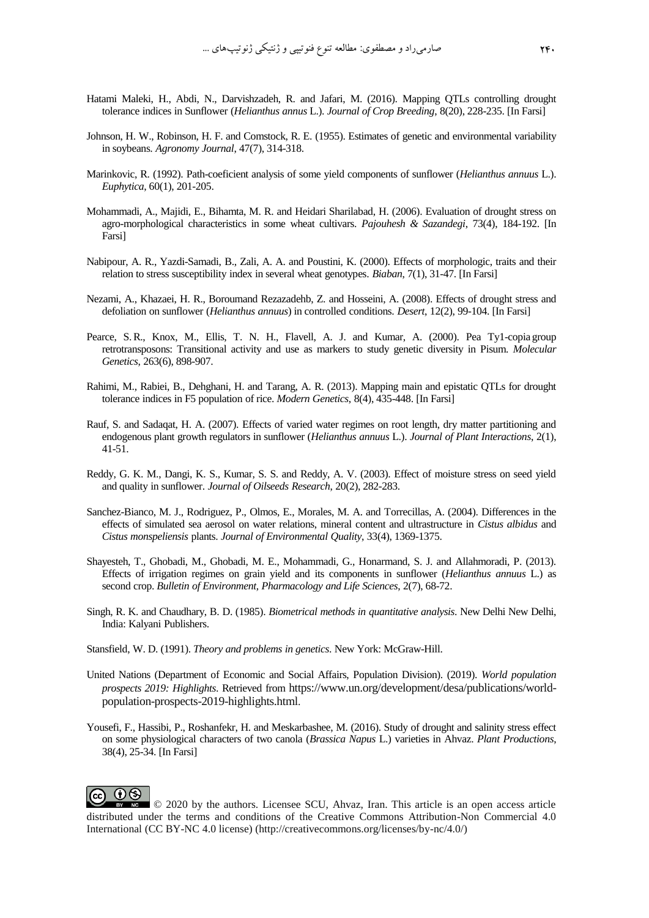Hatami Maleki, H., Abdi, N., Darvishzadeh, R. and Jafari, M. (2016). Mapping QTLs controlling drought tolerance indices in Sunflower (*Helianthus annus* L.). *Journal of Crop Breeding*, 8(20), 228-235. [In Farsi]

Johnson, H. W., Robinson, H. F. and Comstock, R. E. (1955). Estimates of genetic and environmental variability in soybeans. *Agronomy Journal*, 47(7), 314-318.

Marinkovic, R. (1992). Path-coeficient analysis of some yield components of sunflower (*Helianthus annuus* L.). *Euphytica*, 60(1), 201-205.

Mohammadi, A., Majidi, E., Bihamta, M. R. and Heidari Sharilabad, H. (2006). Evaluation of drought stress on agro-morphological characteristics in some wheat cultivars. *Pajouhesh & Sazandegi*, 73(4), 184-192. [In Farsi]

Nabipour, A. R., Yazdi-Samadi, B., Zali, A. A. and Poustini, K. (2000). Effects of morphologic, traits and their relation to stress susceptibility index in several wheat genotypes. *Biaban*, 7(1), 31-47. [In Farsi]

Nezami, A., Khazaei, H. R., Boroumand Rezazadehb, Z. and Hosseini, A. (2008). Effects of drought stress and defoliation on sunflower (*Helianthus annuus*) in controlled conditions. *Desert*, 12(2), 99-104. [In Farsi]

Pearce, S. R., Knox, M., Ellis, T. N. H., Flavell, A. J. and Kumar, A. (2000). Pea Ty1-copia group retrotransposons: Transitional activity and use as markers to study genetic diversity in Pisum. *Molecular Genetics*, 263(6), 898-907.

Rahimi, M., Rabiei, B., Dehghani, H. and Tarang, A. R. (2013). Mapping main and epistatic QTLs for drought tolerance indices in F5 population of rice. *Modern Genetics*, 8(4), 435-448. [In Farsi]

Rauf, S. and Sadaqat, H. A. (2007). Effects of varied water regimes on root length, dry matter partitioning and endogenous plant growth regulators in sunflower (*Helianthus annuus* L.). *Journal of Plant Interactions*, 2(1), 41-51.

Reddy, G. K. M., Dangi, K. S., Kumar, S. S. and Reddy, A. V. (2003). Effect of moisture stress on seed yield and quality in sunflower. *Journal of Oilseeds Research*, 20(2), 282-283.

Sanchez-Bianco, M. J., Rodriguez, P., Olmos, E., Morales, M. A. and Torrecillas, A. (2004). Differences in the effects of simulated sea aerosol on water relations, mineral content and ultrastructure in *Cistus albidus* and *Cistus monspeliensis* plants. *Journal of Environmental Quality*, 33(4), 1369-1375.

Shayesteh, T., Ghobadi, M., Ghobadi, M. E., Mohammadi, G., Honarmand, S. J. and Allahmoradi, P. (2013). Effects of irrigation regimes on grain yield and its components in sunflower (*Helianthus annuus* L.) as second crop. *Bulletin of Environment, Pharmacology and Life Sciences*, 2(7), 68-72.

Singh, R. K. and Chaudhary, B. D. (1985). *Biometrical methods in quantitative analysis*. New Delhi New Delhi, India: Kalyani Publishers.

Stansfield, W. D. (1991). *Theory and problems in genetics*. New York: McGraw-Hill.

United Nations (Department of Economic and Social Affairs, Population Division). (2019). *World population prospects 2019: Highlights*. Retrieved from https://www.un.org/development/desa/publications/world-population-prospects-2019-highlights.html.

Yousefi, F., Hassibi, P., Roshanfekr, H. and Meskarbashee, M. (2016). Study of drought and salinity stress effect on some physiological characters of two canola (*Brassica Napus* L.) varieties in Ahvaz. *Plant Productions*, 38(4), 25-34. [In Farsi]

© 2020 by the authors. Licensee SCU, Ahvaz, Iran. This article is an open access article distributed under the terms and conditions of the Creative Commons Attribution-Non Commercial 4.0 International (CC BY-NC 4.0 license) (http://creativecommons.org/licenses/by-nc/4.0/)